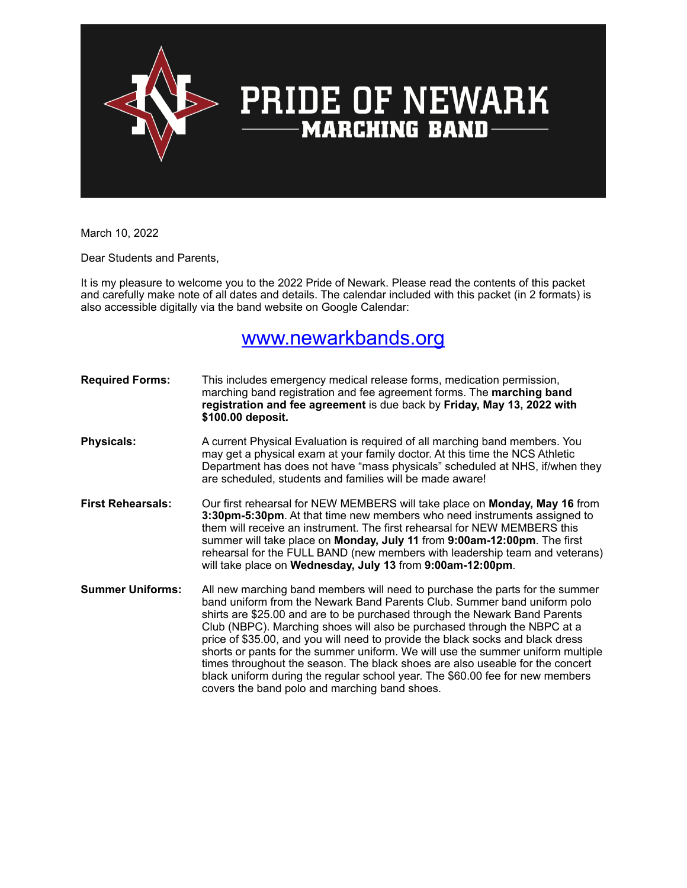# PRIDE OF NEWARK

## MARCHING BAND

March 10, 2022

Dear Students and Parents,

It is my pleasure to welcome you to the 2022 Pride of Newark. Please read the contents of this packet and carefully make note of all dates and details. The calendar included with this packet (in 2 formats) is also accessible digitally via the band website on Google Calendar:

## [www.newarkbands.org](http://www.newarkbands.org)

**Required Forms:** This includes emergency medical release forms, medication permission, marching band registration and fee agreement forms. The **marching band registration and fee agreement** is due back by **Friday, May 13, 2022 with $100.00 deposit.**

**Physicals:** A current Physical Evaluation is required of all marching band members. You may get a physical exam at your family doctor. At this time the NCS Athletic Department has does not have "mass physicals" scheduled at NHS, if/when they are scheduled, students and families will be made aware!

**First Rehearsals:** Our first rehearsal for NEW MEMBERS will take place on **Monday, May 16** from **3:30pm-5:30pm**. At that time new members who need instruments assigned to them will receive an instrument. The first rehearsal for NEW MEMBERS this summer will take place on **Monday, July 11** from **9:00am-12:00pm**. The first rehearsal for the FULL BAND (new members with leadership team and veterans) will take place on **Wednesday, July 13** from **9:00am-12:00pm**.

**Summer Uniforms:** All new marching band members will need to purchase the parts for the summer band uniform from the Newark Band Parents Club. Summer band uniform polo shirts are $25.00 and are to be purchased through the Newark Band Parents Club (NBPC). Marching shoes will also be purchased through the NBPC at a price of $35.00, and you will need to provide the black socks and black dress shorts or pants for the summer uniform. We will use the summer uniform multiple times throughout the season. The black shoes are also useable for the concert black uniform during the regular school year. The $60.00 fee for new members covers the band polo and marching band shoes.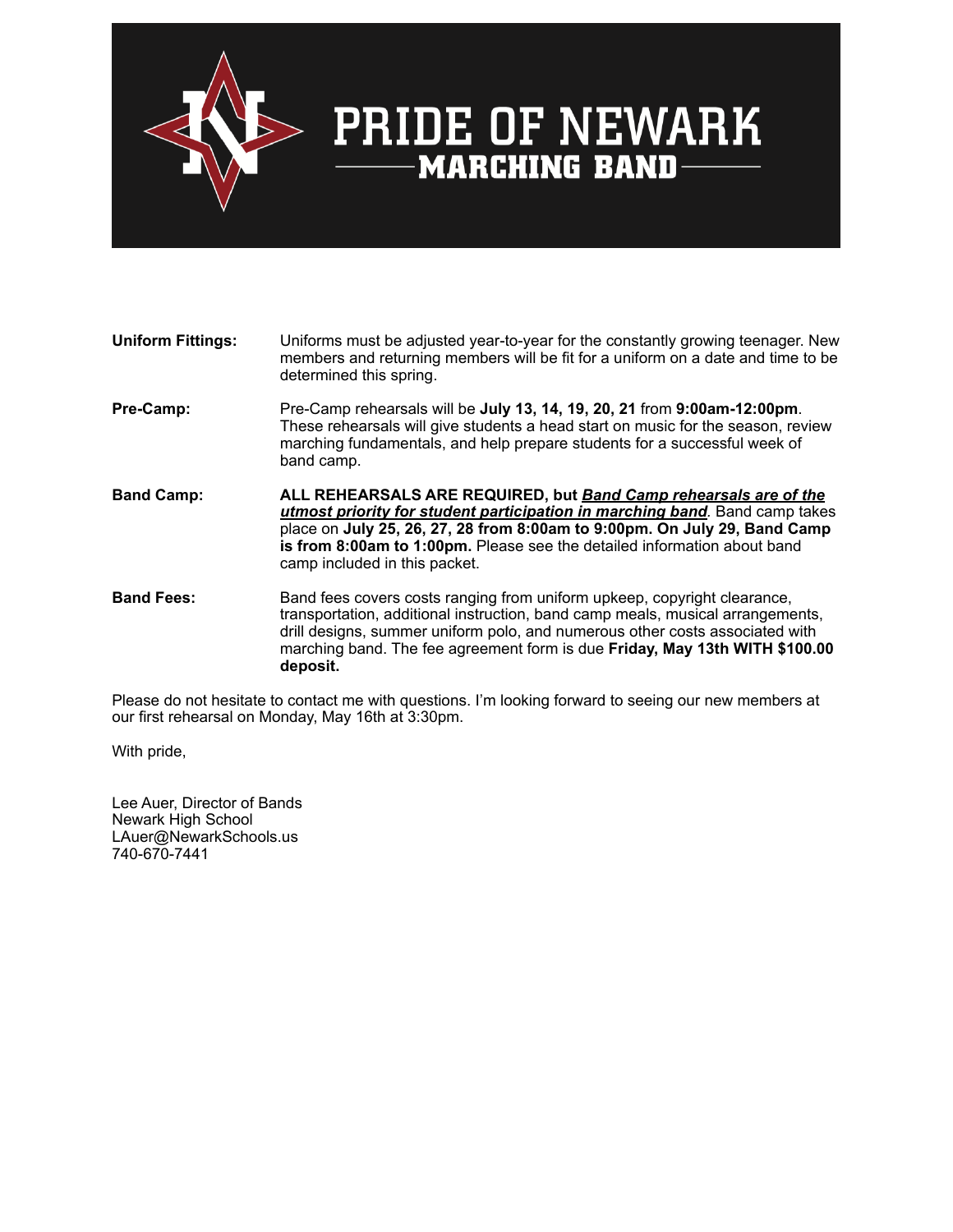# PRIDE OF NEWARK

## MARCHING BAND

**Uniform Fittings:** Uniforms must be adjusted year-to-year for the constantly growing teenager. New members and returning members will be fit for a uniform on a date and time to be determined this spring.

**Pre-Camp:** Pre-Camp rehearsals will be **July 13, 14, 19, 20, 21** from **9:00am-12:00pm**. These rehearsals will give students a head start on music for the season, review marching fundamentals, and help prepare students for a successful week of band camp.

**Band Camp:** **ALL REHEARSALS ARE REQUIRED, but _Band Camp rehearsals are of the utmost priority for student participation in marching band_**. Band camp takes place on **July 25, 26, 27, 28 from 8:00am to 9:00pm. On July 29, Band Camp is from 8:00am to 1:00pm.** Please see the detailed information about band camp included in this packet.

**Band Fees:** Band fees covers costs ranging from uniform upkeep, copyright clearance, transportation, additional instruction, band camp meals, musical arrangements, drill designs, summer uniform polo, and numerous other costs associated with marching band. The fee agreement form is due **Friday, May 13th WITH $100.00 deposit.**

Please do not hesitate to contact me with questions. I'm looking forward to seeing our new members at our first rehearsal on Monday, May 16th at 3:30pm.

With pride,

Lee Auer, Director of Bands
Newark High School
LAuer@NewarkSchools.us
740-670-7441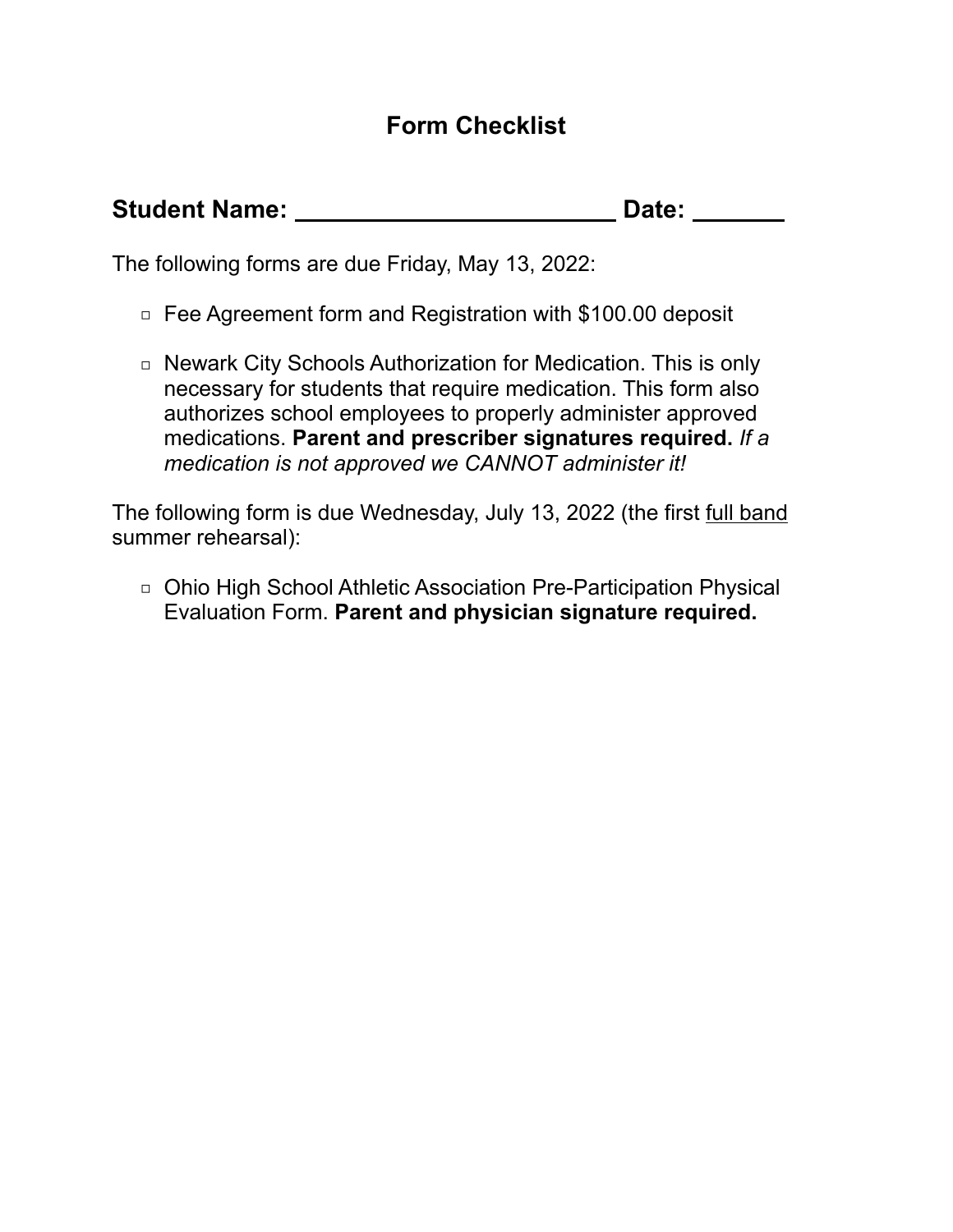# Form Checklist

**Student Name: ________________________ Date: _______**

The following forms are due Friday, May 13, 2022:

- ▢ Fee Agreement form and Registration with $100.00 deposit
- ▢ Newark City Schools Authorization for Medication. This is only necessary for students that require medication. This form also authorizes school employees to properly administer approved medications. **Parent and prescriber signatures required.** *If a medication is not approved we CANNOT administer it!*

The following form is due Wednesday, July 13, 2022 (the first <u>full band</u> summer rehearsal):

- ▢ Ohio High School Athletic Association Pre-Participation Physical Evaluation Form. **Parent and physician signature required.**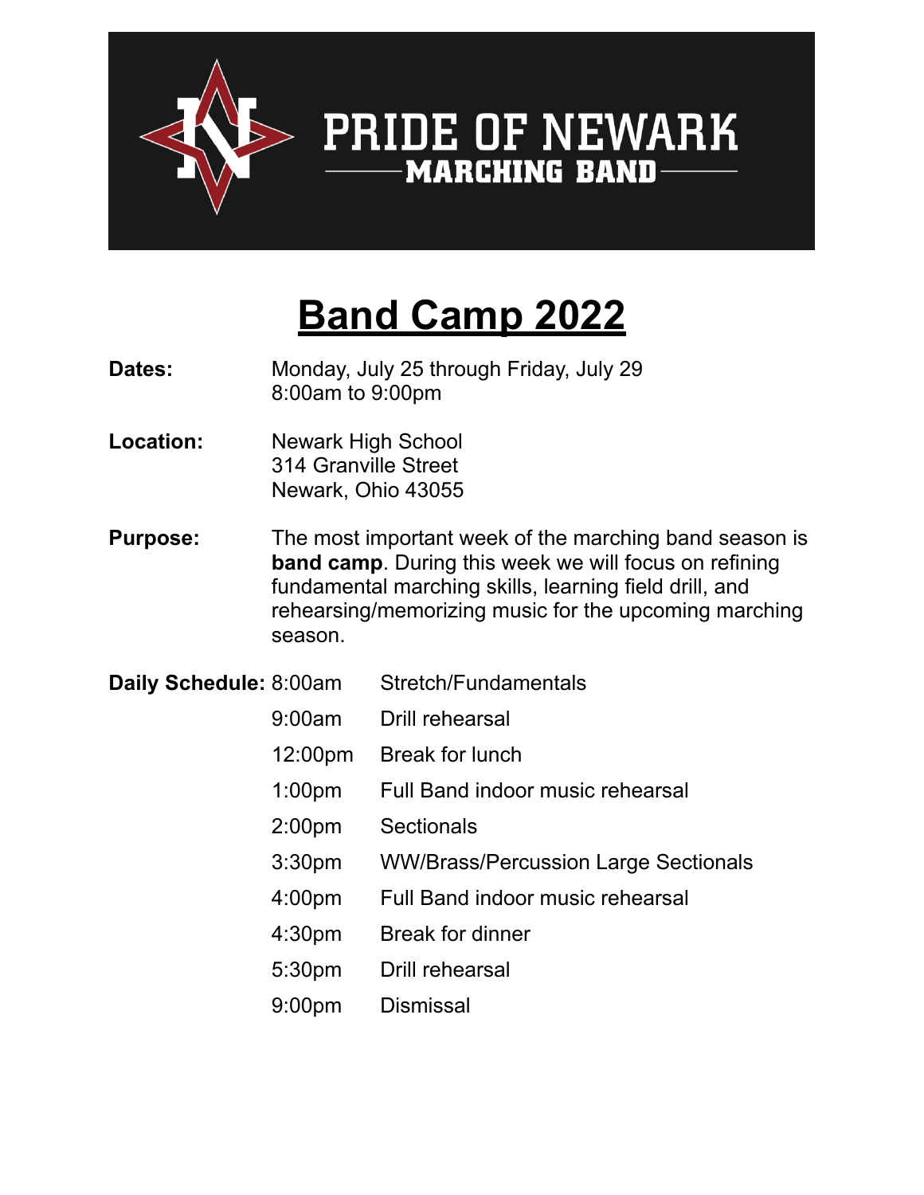PRIDE OF NEWARK

MARCHING BAND

# Band Camp 2022

**Dates:** Monday, July 25 through Friday, July 29
8:00am to 9:00pm

**Location:** Newark High School
314 Granville Street
Newark, Ohio 43055

**Purpose:** The most important week of the marching band season is **band camp**. During this week we will focus on refining fundamental marching skills, learning field drill, and rehearsing/memorizing music for the upcoming marching season.

**Daily Schedule:**

| | |
|---|---|
| 8:00am | Stretch/Fundamentals |
| 9:00am | Drill rehearsal |
| 12:00pm | Break for lunch |
| 1:00pm | Full Band indoor music rehearsal |
| 2:00pm | Sectionals |
| 3:30pm | WW/Brass/Percussion Large Sectionals |
| 4:00pm | Full Band indoor music rehearsal |
| 4:30pm | Break for dinner |
| 5:30pm | Drill rehearsal |
| 9:00pm | Dismissal |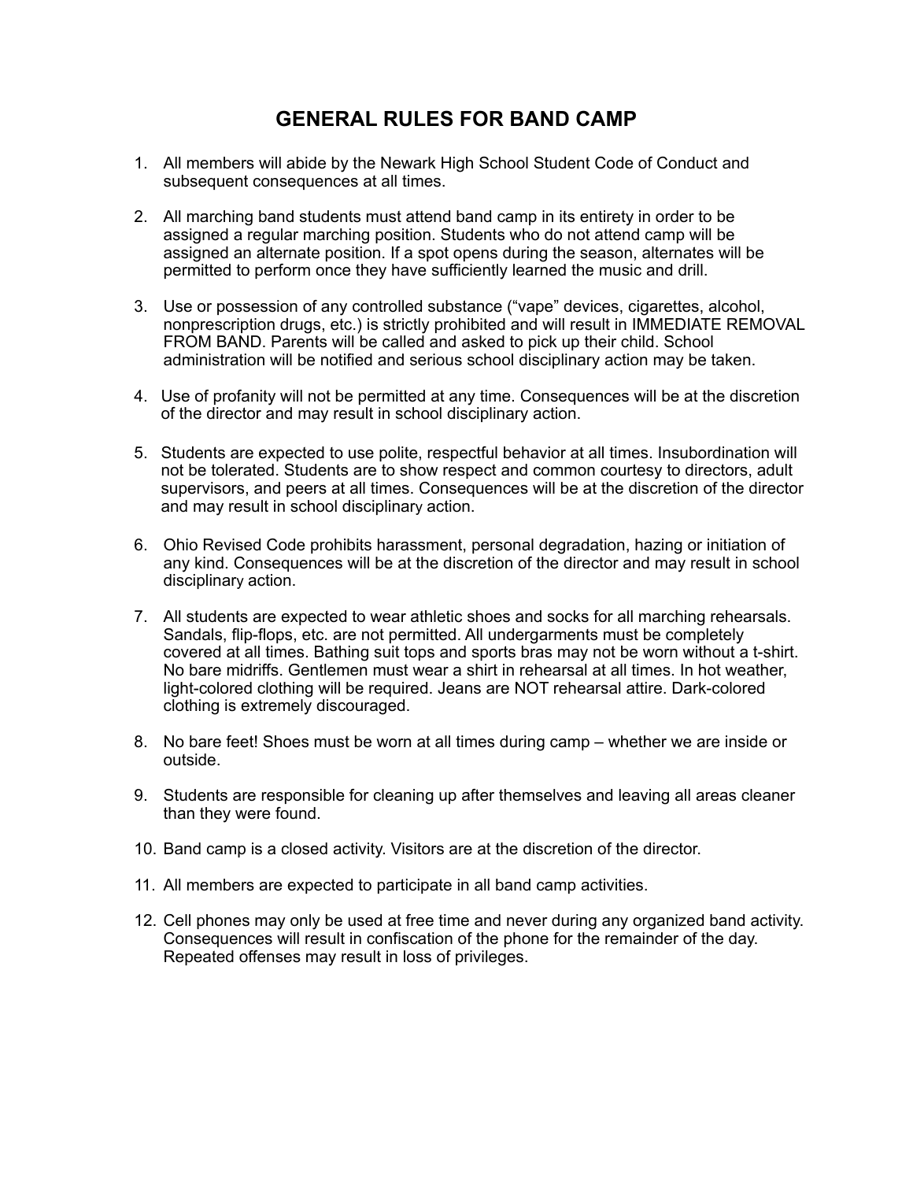# GENERAL RULES FOR BAND CAMP

1. All members will abide by the Newark High School Student Code of Conduct and subsequent consequences at all times.

2. All marching band students must attend band camp in its entirety in order to be assigned a regular marching position. Students who do not attend camp will be assigned an alternate position. If a spot opens during the season, alternates will be permitted to perform once they have sufficiently learned the music and drill.

3. Use or possession of any controlled substance ("vape" devices, cigarettes, alcohol, nonprescription drugs, etc.) is strictly prohibited and will result in IMMEDIATE REMOVAL FROM BAND. Parents will be called and asked to pick up their child. School administration will be notified and serious school disciplinary action may be taken.

4. Use of profanity will not be permitted at any time. Consequences will be at the discretion of the director and may result in school disciplinary action.

5. Students are expected to use polite, respectful behavior at all times. Insubordination will not be tolerated. Students are to show respect and common courtesy to directors, adult supervisors, and peers at all times. Consequences will be at the discretion of the director and may result in school disciplinary action.

6. Ohio Revised Code prohibits harassment, personal degradation, hazing or initiation of any kind. Consequences will be at the discretion of the director and may result in school disciplinary action.

7. All students are expected to wear athletic shoes and socks for all marching rehearsals. Sandals, flip-flops, etc. are not permitted. All undergarments must be completely covered at all times. Bathing suit tops and sports bras may not be worn without a t-shirt. No bare midriffs. Gentlemen must wear a shirt in rehearsal at all times. In hot weather, light-colored clothing will be required. Jeans are NOT rehearsal attire. Dark-colored clothing is extremely discouraged.

8. No bare feet! Shoes must be worn at all times during camp – whether we are inside or outside.

9. Students are responsible for cleaning up after themselves and leaving all areas cleaner than they were found.

10. Band camp is a closed activity. Visitors are at the discretion of the director.

11. All members are expected to participate in all band camp activities.

12. Cell phones may only be used at free time and never during any organized band activity. Consequences will result in confiscation of the phone for the remainder of the day. Repeated offenses may result in loss of privileges.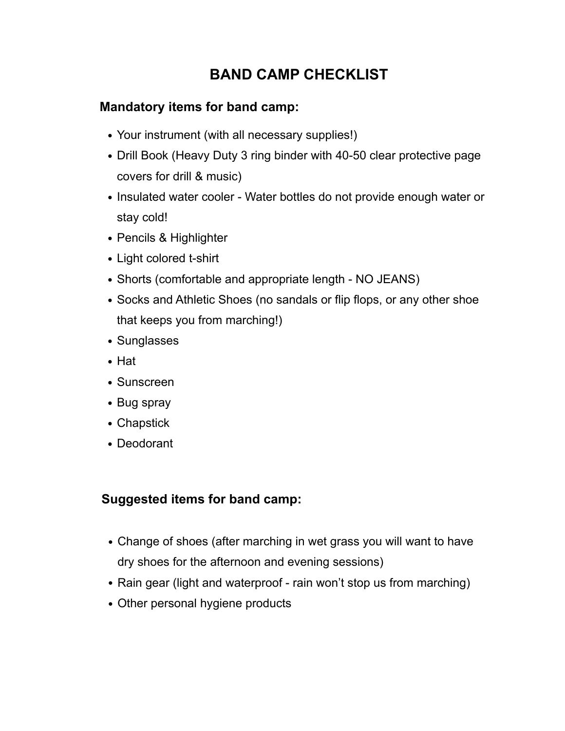# BAND CAMP CHECKLIST

## Mandatory items for band camp:

- Your instrument (with all necessary supplies!)
- Drill Book (Heavy Duty 3 ring binder with 40-50 clear protective page covers for drill & music)
- Insulated water cooler - Water bottles do not provide enough water or stay cold!
- Pencils & Highlighter
- Light colored t-shirt
- Shorts (comfortable and appropriate length - NO JEANS)
- Socks and Athletic Shoes (no sandals or flip flops, or any other shoe that keeps you from marching!)
- Sunglasses
- Hat
- Sunscreen
- Bug spray
- Chapstick
- Deodorant

## Suggested items for band camp:

- Change of shoes (after marching in wet grass you will want to have dry shoes for the afternoon and evening sessions)
- Rain gear (light and waterproof - rain won't stop us from marching)
- Other personal hygiene products